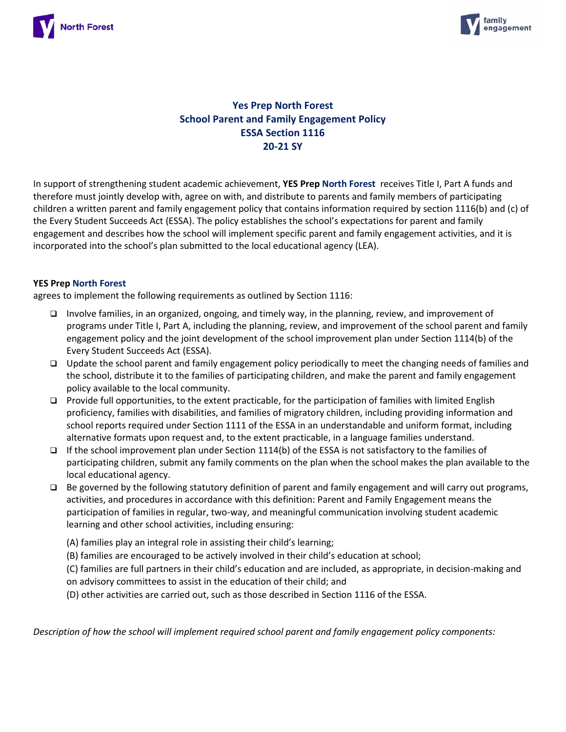# Yes Prep North Forest
## School Parent and Family Engagement Policy
## ESSA Section 1116
## 20-21 SY

In support of strengthening student academic achievement, **YES Prep North Forest** receives Title I, Part A funds and therefore must jointly develop with, agree on with, and distribute to parents and family members of participating children a written parent and family engagement policy that contains information required by section 1116(b) and (c) of the Every Student Succeeds Act (ESSA). The policy establishes the school's expectations for parent and family engagement and describes how the school will implement specific parent and family engagement activities, and it is incorporated into the school's plan submitted to the local educational agency (LEA).

**YES Prep North Forest**
agrees to implement the following requirements as outlined by Section 1116:

- Involve families, in an organized, ongoing, and timely way, in the planning, review, and improvement of programs under Title I, Part A, including the planning, review, and improvement of the school parent and family engagement policy and the joint development of the school improvement plan under Section 1114(b) of the Every Student Succeeds Act (ESSA).
- Update the school parent and family engagement policy periodically to meet the changing needs of families and the school, distribute it to the families of participating children, and make the parent and family engagement policy available to the local community.
- Provide full opportunities, to the extent practicable, for the participation of families with limited English proficiency, families with disabilities, and families of migratory children, including providing information and school reports required under Section 1111 of the ESSA in an understandable and uniform format, including alternative formats upon request and, to the extent practicable, in a language families understand.
- If the school improvement plan under Section 1114(b) of the ESSA is not satisfactory to the families of participating children, submit any family comments on the plan when the school makes the plan available to the local educational agency.
- Be governed by the following statutory definition of parent and family engagement and will carry out programs, activities, and procedures in accordance with this definition: Parent and Family Engagement means the participation of families in regular, two-way, and meaningful communication involving student academic learning and other school activities, including ensuring:

  (A) families play an integral role in assisting their child's learning;
  
  (B) families are encouraged to be actively involved in their child's education at school;
  
  (C) families are full partners in their child's education and are included, as appropriate, in decision-making and on advisory committees to assist in the education of their child; and
  
  (D) other activities are carried out, such as those described in Section 1116 of the ESSA.

*Description of how the school will implement required school parent and family engagement policy components:*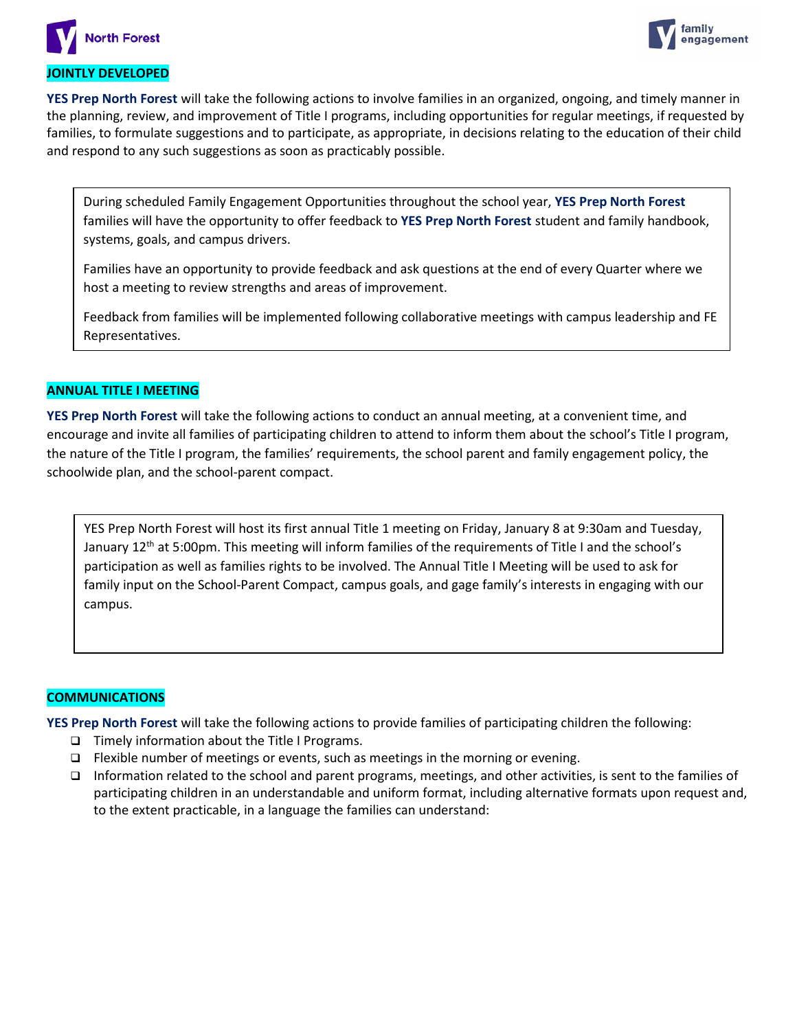## JOINTLY DEVELOPED

**YES Prep North Forest** will take the following actions to involve families in an organized, ongoing, and timely manner in the planning, review, and improvement of Title I programs, including opportunities for regular meetings, if requested by families, to formulate suggestions and to participate, as appropriate, in decisions relating to the education of their child and respond to any such suggestions as soon as practicably possible.

> During scheduled Family Engagement Opportunities throughout the school year, **YES Prep North Forest** families will have the opportunity to offer feedback to **YES Prep North Forest** student and family handbook, systems, goals, and campus drivers.
>
> Families have an opportunity to provide feedback and ask questions at the end of every Quarter where we host a meeting to review strengths and areas of improvement.
>
> Feedback from families will be implemented following collaborative meetings with campus leadership and FE Representatives.

## ANNUAL TITLE I MEETING

**YES Prep North Forest** will take the following actions to conduct an annual meeting, at a convenient time, and encourage and invite all families of participating children to attend to inform them about the school's Title I program, the nature of the Title I program, the families' requirements, the school parent and family engagement policy, the schoolwide plan, and the school-parent compact.

> YES Prep North Forest will host its first annual Title 1 meeting on Friday, January 8 at 9:30am and Tuesday, January 12th at 5:00pm. This meeting will inform families of the requirements of Title I and the school's participation as well as families rights to be involved. The Annual Title I Meeting will be used to ask for family input on the School-Parent Compact, campus goals, and gage family's interests in engaging with our campus.

## COMMUNICATIONS

**YES Prep North Forest** will take the following actions to provide families of participating children the following:

- Timely information about the Title I Programs.
- Flexible number of meetings or events, such as meetings in the morning or evening.
- Information related to the school and parent programs, meetings, and other activities, is sent to the families of participating children in an understandable and uniform format, including alternative formats upon request and, to the extent practicable, in a language the families can understand: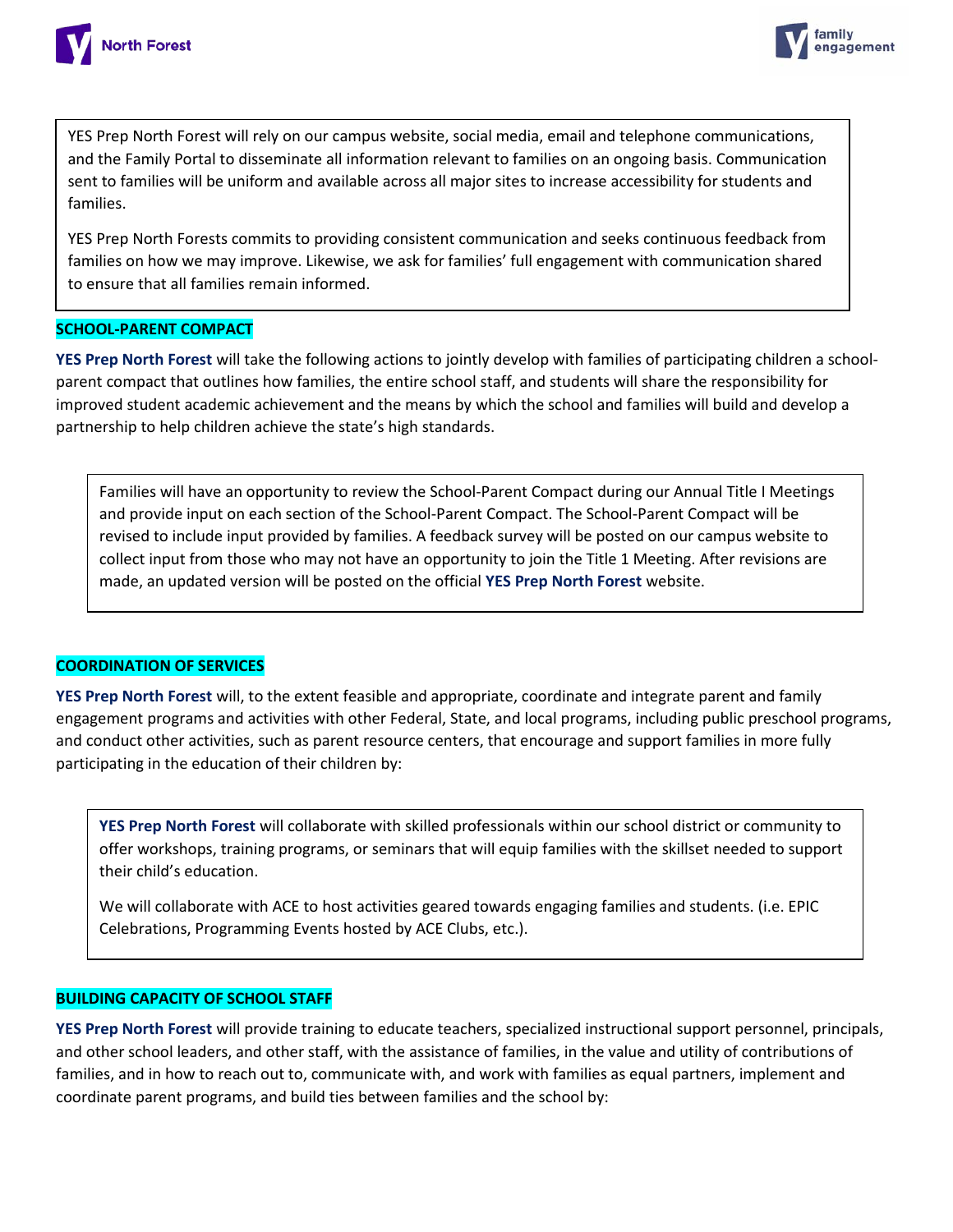YES Prep North Forest will rely on our campus website, social media, email and telephone communications, and the Family Portal to disseminate all information relevant to families on an ongoing basis. Communication sent to families will be uniform and available across all major sites to increase accessibility for students and families.

YES Prep North Forests commits to providing consistent communication and seeks continuous feedback from families on how we may improve. Likewise, we ask for families' full engagement with communication shared to ensure that all families remain informed.

## SCHOOL-PARENT COMPACT

**YES Prep North Forest** will take the following actions to jointly develop with families of participating children a school-parent compact that outlines how families, the entire school staff, and students will share the responsibility for improved student academic achievement and the means by which the school and families will build and develop a partnership to help children achieve the state's high standards.

Families will have an opportunity to review the School-Parent Compact during our Annual Title I Meetings and provide input on each section of the School-Parent Compact. The School-Parent Compact will be revised to include input provided by families. A feedback survey will be posted on our campus website to collect input from those who may not have an opportunity to join the Title 1 Meeting. After revisions are made, an updated version will be posted on the official **YES Prep North Forest** website.

## COORDINATION OF SERVICES

**YES Prep North Forest** will, to the extent feasible and appropriate, coordinate and integrate parent and family engagement programs and activities with other Federal, State, and local programs, including public preschool programs, and conduct other activities, such as parent resource centers, that encourage and support families in more fully participating in the education of their children by:

**YES Prep North Forest** will collaborate with skilled professionals within our school district or community to offer workshops, training programs, or seminars that will equip families with the skillset needed to support their child's education.

We will collaborate with ACE to host activities geared towards engaging families and students. (i.e. EPIC Celebrations, Programming Events hosted by ACE Clubs, etc.).

## BUILDING CAPACITY OF SCHOOL STAFF

**YES Prep North Forest** will provide training to educate teachers, specialized instructional support personnel, principals, and other school leaders, and other staff, with the assistance of families, in the value and utility of contributions of families, and in how to reach out to, communicate with, and work with families as equal partners, implement and coordinate parent programs, and build ties between families and the school by: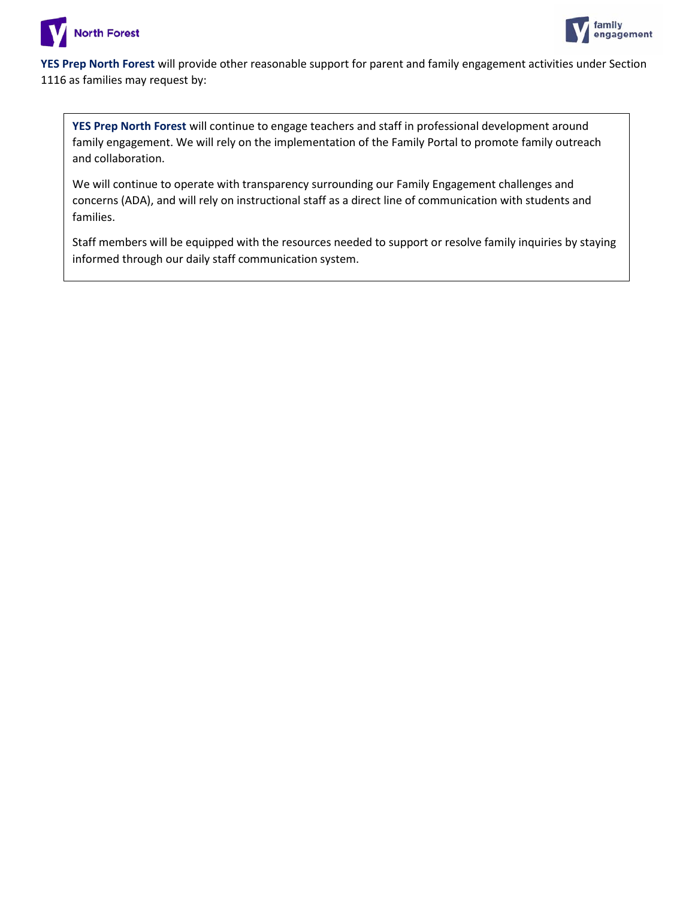**YES Prep North Forest** will provide other reasonable support for parent and family engagement activities under Section 1116 as families may request by:

**YES Prep North Forest** will continue to engage teachers and staff in professional development around family engagement. We will rely on the implementation of the Family Portal to promote family outreach and collaboration.

We will continue to operate with transparency surrounding our Family Engagement challenges and concerns (ADA), and will rely on instructional staff as a direct line of communication with students and families.

Staff members will be equipped with the resources needed to support or resolve family inquiries by staying informed through our daily staff communication system.